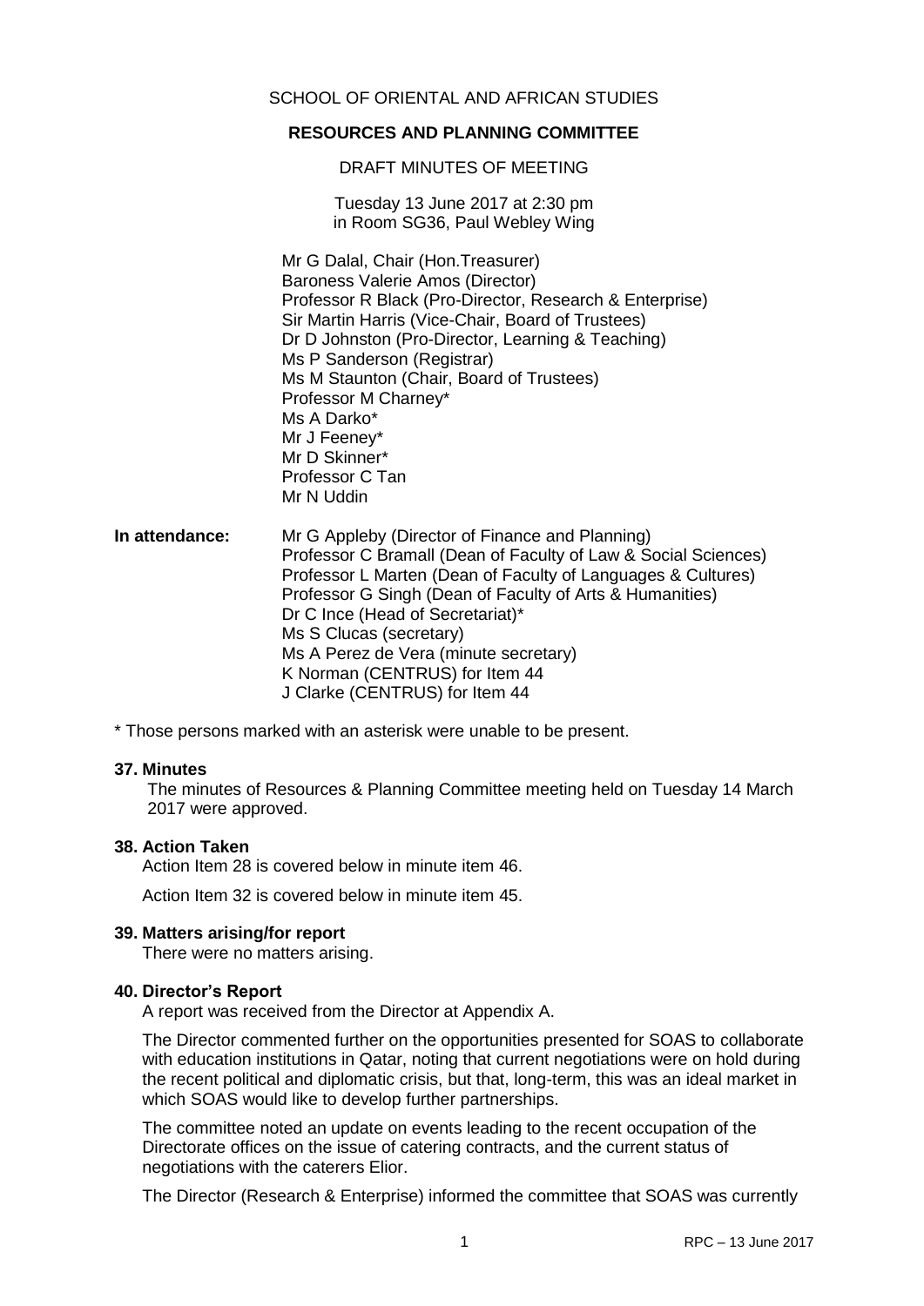SCHOOL OF ORIENTAL AND AFRICAN STUDIES

**RESOURCES AND PLANNING COMMITTEE**

DRAFT MINUTES OF MEETING

Tuesday 13 June 2017 at 2:30 pm
in Room SG36, Paul Webley Wing

Mr G Dalal, Chair (Hon.Treasurer)
Baroness Valerie Amos (Director)
Professor R Black (Pro-Director, Research & Enterprise)
Sir Martin Harris (Vice-Chair, Board of Trustees)
Dr D Johnston (Pro-Director, Learning & Teaching)
Ms P Sanderson (Registrar)
Ms M Staunton (Chair, Board of Trustees)
Professor M Charney*
Ms A Darko*
Mr J Feeney*
Mr D Skinner*
Professor C Tan
Mr N Uddin

**In attendance:**
Mr G Appleby (Director of Finance and Planning)
Professor C Bramall (Dean of Faculty of Law & Social Sciences)
Professor L Marten (Dean of Faculty of Languages & Cultures)
Professor G Singh (Dean of Faculty of Arts & Humanities)
Dr C Ince (Head of Secretariat)*
Ms S Clucas (secretary)
Ms A Perez de Vera (minute secretary)
K Norman (CENTRUS) for Item 44
J Clarke (CENTRUS) for Item 44

\* Those persons marked with an asterisk were unable to be present.

### 37. Minutes

The minutes of Resources & Planning Committee meeting held on Tuesday 14 March 2017 were approved.

### 38. Action Taken

Action Item 28 is covered below in minute item 46.

Action Item 32 is covered below in minute item 45.

### 39. Matters arising/for report

There were no matters arising.

### 40. Director's Report

A report was received from the Director at Appendix A.

The Director commented further on the opportunities presented for SOAS to collaborate with education institutions in Qatar, noting that current negotiations were on hold during the recent political and diplomatic crisis, but that, long-term, this was an ideal market in which SOAS would like to develop further partnerships.

The committee noted an update on events leading to the recent occupation of the Directorate offices on the issue of catering contracts, and the current status of negotiations with the caterers Elior.

The Director (Research & Enterprise) informed the committee that SOAS was currently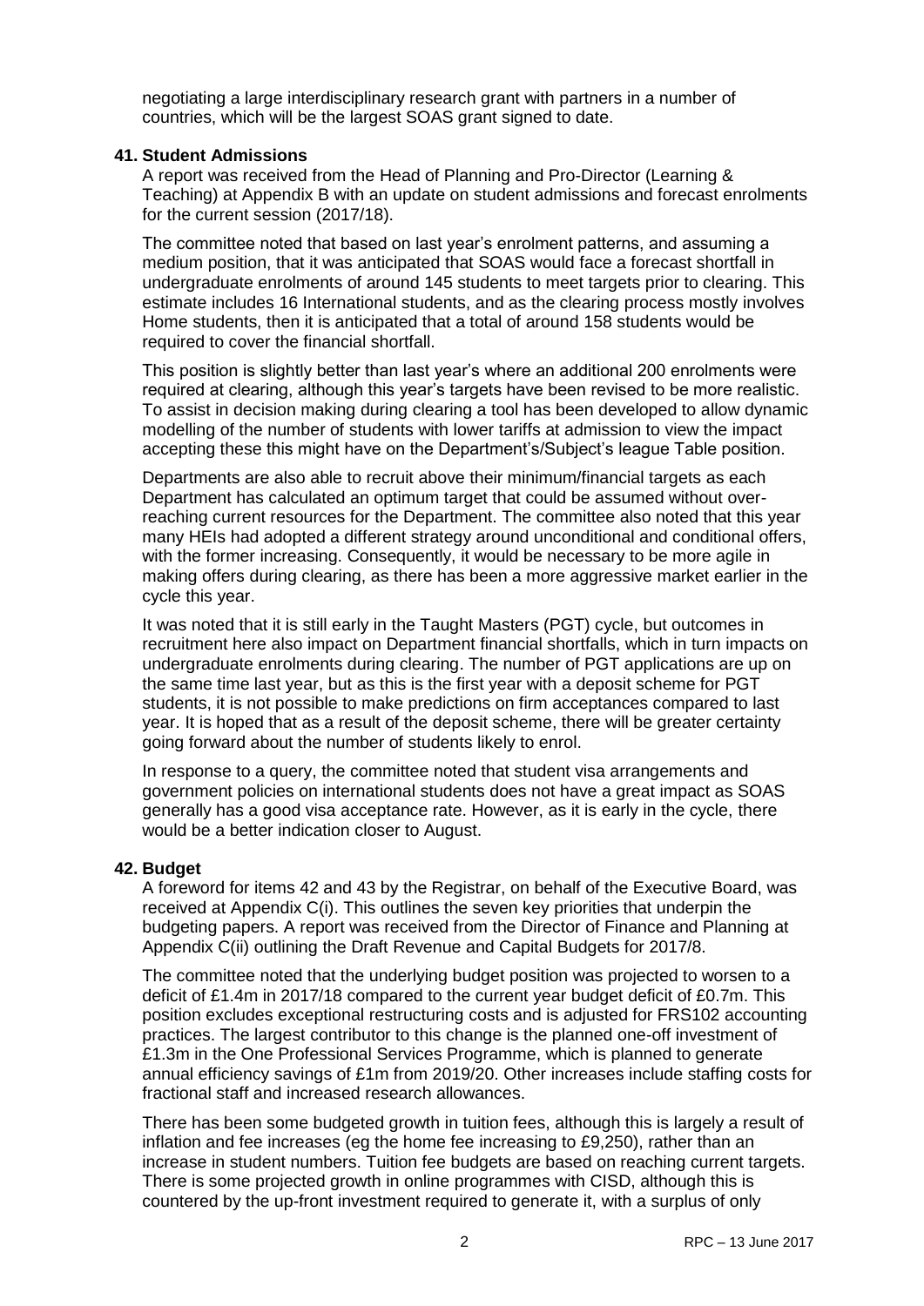negotiating a large interdisciplinary research grant with partners in a number of countries, which will be the largest SOAS grant signed to date.

### 41. Student Admissions

A report was received from the Head of Planning and Pro-Director (Learning & Teaching) at Appendix B with an update on student admissions and forecast enrolments for the current session (2017/18).

The committee noted that based on last year's enrolment patterns, and assuming a medium position, that it was anticipated that SOAS would face a forecast shortfall in undergraduate enrolments of around 145 students to meet targets prior to clearing. This estimate includes 16 International students, and as the clearing process mostly involves Home students, then it is anticipated that a total of around 158 students would be required to cover the financial shortfall.

This position is slightly better than last year's where an additional 200 enrolments were required at clearing, although this year's targets have been revised to be more realistic. To assist in decision making during clearing a tool has been developed to allow dynamic modelling of the number of students with lower tariffs at admission to view the impact accepting these this might have on the Department's/Subject's league Table position.

Departments are also able to recruit above their minimum/financial targets as each Department has calculated an optimum target that could be assumed without over-reaching current resources for the Department. The committee also noted that this year many HEIs had adopted a different strategy around unconditional and conditional offers, with the former increasing. Consequently, it would be necessary to be more agile in making offers during clearing, as there has been a more aggressive market earlier in the cycle this year.

It was noted that it is still early in the Taught Masters (PGT) cycle, but outcomes in recruitment here also impact on Department financial shortfalls, which in turn impacts on undergraduate enrolments during clearing. The number of PGT applications are up on the same time last year, but as this is the first year with a deposit scheme for PGT students, it is not possible to make predictions on firm acceptances compared to last year. It is hoped that as a result of the deposit scheme, there will be greater certainty going forward about the number of students likely to enrol.

In response to a query, the committee noted that student visa arrangements and government policies on international students does not have a great impact as SOAS generally has a good visa acceptance rate. However, as it is early in the cycle, there would be a better indication closer to August.

### 42. Budget

A foreword for items 42 and 43 by the Registrar, on behalf of the Executive Board, was received at Appendix C(i). This outlines the seven key priorities that underpin the budgeting papers. A report was received from the Director of Finance and Planning at Appendix C(ii) outlining the Draft Revenue and Capital Budgets for 2017/8.

The committee noted that the underlying budget position was projected to worsen to a deficit of £1.4m in 2017/18 compared to the current year budget deficit of £0.7m. This position excludes exceptional restructuring costs and is adjusted for FRS102 accounting practices. The largest contributor to this change is the planned one-off investment of £1.3m in the One Professional Services Programme, which is planned to generate annual efficiency savings of £1m from 2019/20. Other increases include staffing costs for fractional staff and increased research allowances.

There has been some budgeted growth in tuition fees, although this is largely a result of inflation and fee increases (eg the home fee increasing to £9,250), rather than an increase in student numbers. Tuition fee budgets are based on reaching current targets. There is some projected growth in online programmes with CISD, although this is countered by the up-front investment required to generate it, with a surplus of only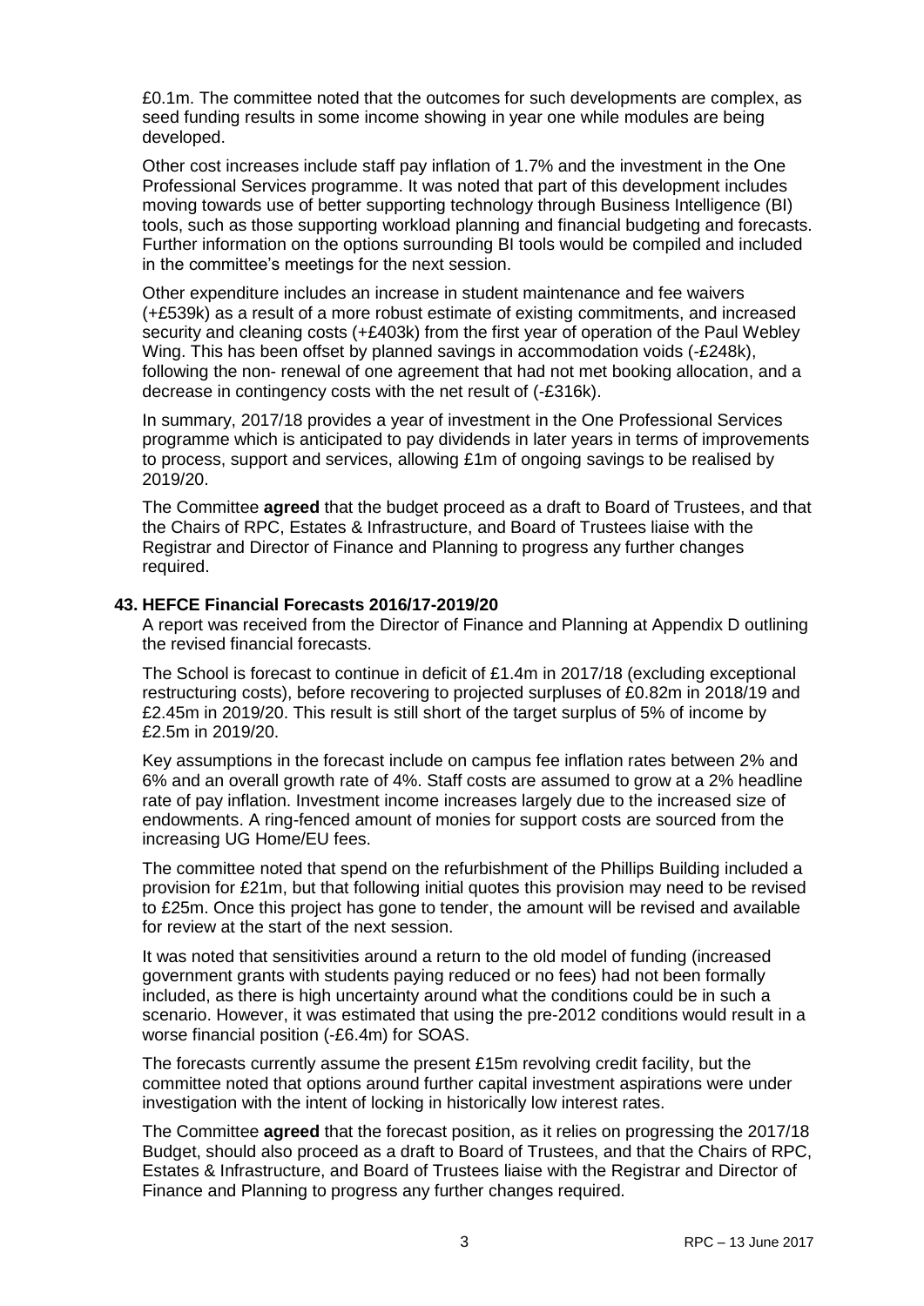£0.1m. The committee noted that the outcomes for such developments are complex, as seed funding results in some income showing in year one while modules are being developed.

Other cost increases include staff pay inflation of 1.7% and the investment in the One Professional Services programme. It was noted that part of this development includes moving towards use of better supporting technology through Business Intelligence (BI) tools, such as those supporting workload planning and financial budgeting and forecasts. Further information on the options surrounding BI tools would be compiled and included in the committee's meetings for the next session.

Other expenditure includes an increase in student maintenance and fee waivers (+£539k) as a result of a more robust estimate of existing commitments, and increased security and cleaning costs (+£403k) from the first year of operation of the Paul Webley Wing. This has been offset by planned savings in accommodation voids (-£248k), following the non- renewal of one agreement that had not met booking allocation, and a decrease in contingency costs with the net result of (-£316k).

In summary, 2017/18 provides a year of investment in the One Professional Services programme which is anticipated to pay dividends in later years in terms of improvements to process, support and services, allowing £1m of ongoing savings to be realised by 2019/20.

The Committee **agreed** that the budget proceed as a draft to Board of Trustees, and that the Chairs of RPC, Estates & Infrastructure, and Board of Trustees liaise with the Registrar and Director of Finance and Planning to progress any further changes required.

**43. HEFCE Financial Forecasts 2016/17-2019/20**

A report was received from the Director of Finance and Planning at Appendix D outlining the revised financial forecasts.

The School is forecast to continue in deficit of £1.4m in 2017/18 (excluding exceptional restructuring costs), before recovering to projected surpluses of £0.82m in 2018/19 and £2.45m in 2019/20. This result is still short of the target surplus of 5% of income by £2.5m in 2019/20.

Key assumptions in the forecast include on campus fee inflation rates between 2% and 6% and an overall growth rate of 4%. Staff costs are assumed to grow at a 2% headline rate of pay inflation. Investment income increases largely due to the increased size of endowments. A ring-fenced amount of monies for support costs are sourced from the increasing UG Home/EU fees.

The committee noted that spend on the refurbishment of the Phillips Building included a provision for £21m, but that following initial quotes this provision may need to be revised to £25m. Once this project has gone to tender, the amount will be revised and available for review at the start of the next session.

It was noted that sensitivities around a return to the old model of funding (increased government grants with students paying reduced or no fees) had not been formally included, as there is high uncertainty around what the conditions could be in such a scenario. However, it was estimated that using the pre-2012 conditions would result in a worse financial position (-£6.4m) for SOAS.

The forecasts currently assume the present £15m revolving credit facility, but the committee noted that options around further capital investment aspirations were under investigation with the intent of locking in historically low interest rates.

The Committee **agreed** that the forecast position, as it relies on progressing the 2017/18 Budget, should also proceed as a draft to Board of Trustees, and that the Chairs of RPC, Estates & Infrastructure, and Board of Trustees liaise with the Registrar and Director of Finance and Planning to progress any further changes required.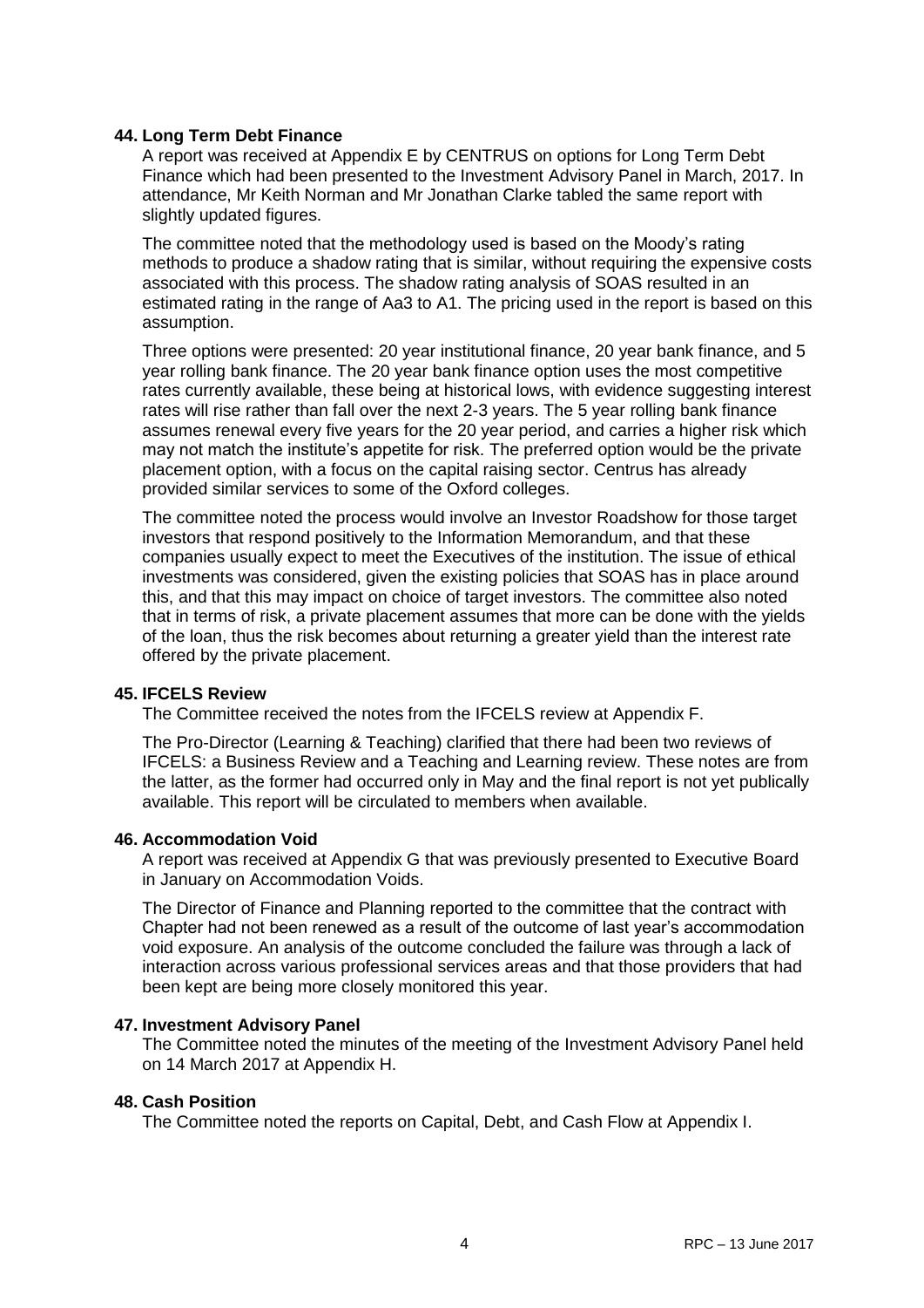### 44. Long Term Debt Finance

A report was received at Appendix E by CENTRUS on options for Long Term Debt Finance which had been presented to the Investment Advisory Panel in March, 2017. In attendance, Mr Keith Norman and Mr Jonathan Clarke tabled the same report with slightly updated figures.

The committee noted that the methodology used is based on the Moody's rating methods to produce a shadow rating that is similar, without requiring the expensive costs associated with this process. The shadow rating analysis of SOAS resulted in an estimated rating in the range of Aa3 to A1. The pricing used in the report is based on this assumption.

Three options were presented: 20 year institutional finance, 20 year bank finance, and 5 year rolling bank finance. The 20 year bank finance option uses the most competitive rates currently available, these being at historical lows, with evidence suggesting interest rates will rise rather than fall over the next 2-3 years. The 5 year rolling bank finance assumes renewal every five years for the 20 year period, and carries a higher risk which may not match the institute's appetite for risk. The preferred option would be the private placement option, with a focus on the capital raising sector. Centrus has already provided similar services to some of the Oxford colleges.

The committee noted the process would involve an Investor Roadshow for those target investors that respond positively to the Information Memorandum, and that these companies usually expect to meet the Executives of the institution. The issue of ethical investments was considered, given the existing policies that SOAS has in place around this, and that this may impact on choice of target investors. The committee also noted that in terms of risk, a private placement assumes that more can be done with the yields of the loan, thus the risk becomes about returning a greater yield than the interest rate offered by the private placement.

### 45. IFCELS Review

The Committee received the notes from the IFCELS review at Appendix F.

The Pro-Director (Learning & Teaching) clarified that there had been two reviews of IFCELS: a Business Review and a Teaching and Learning review. These notes are from the latter, as the former had occurred only in May and the final report is not yet publically available. This report will be circulated to members when available.

### 46. Accommodation Void

A report was received at Appendix G that was previously presented to Executive Board in January on Accommodation Voids.

The Director of Finance and Planning reported to the committee that the contract with Chapter had not been renewed as a result of the outcome of last year's accommodation void exposure. An analysis of the outcome concluded the failure was through a lack of interaction across various professional services areas and that those providers that had been kept are being more closely monitored this year.

### 47. Investment Advisory Panel

The Committee noted the minutes of the meeting of the Investment Advisory Panel held on 14 March 2017 at Appendix H.

### 48. Cash Position

The Committee noted the reports on Capital, Debt, and Cash Flow at Appendix I.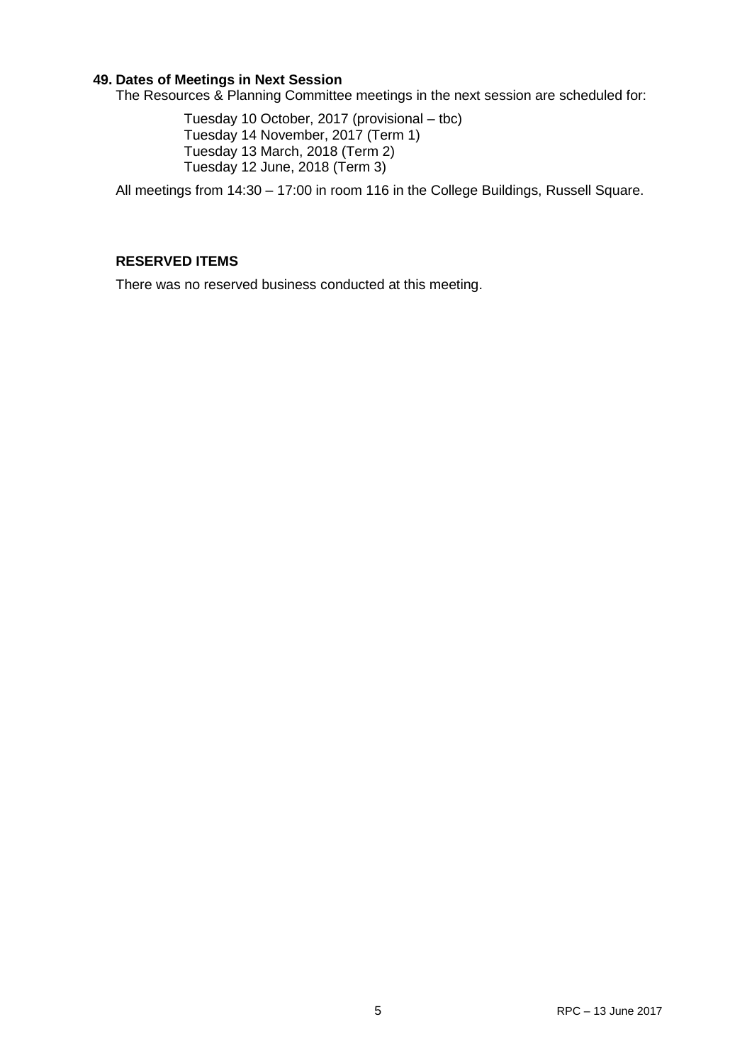**49. Dates of Meetings in Next Session**

The Resources & Planning Committee meetings in the next session are scheduled for:

Tuesday 10 October, 2017 (provisional – tbc)
Tuesday 14 November, 2017 (Term 1)
Tuesday 13 March, 2018 (Term 2)
Tuesday 12 June, 2018 (Term 3)

All meetings from 14:30 – 17:00 in room 116 in the College Buildings, Russell Square.

**RESERVED ITEMS**

There was no reserved business conducted at this meeting.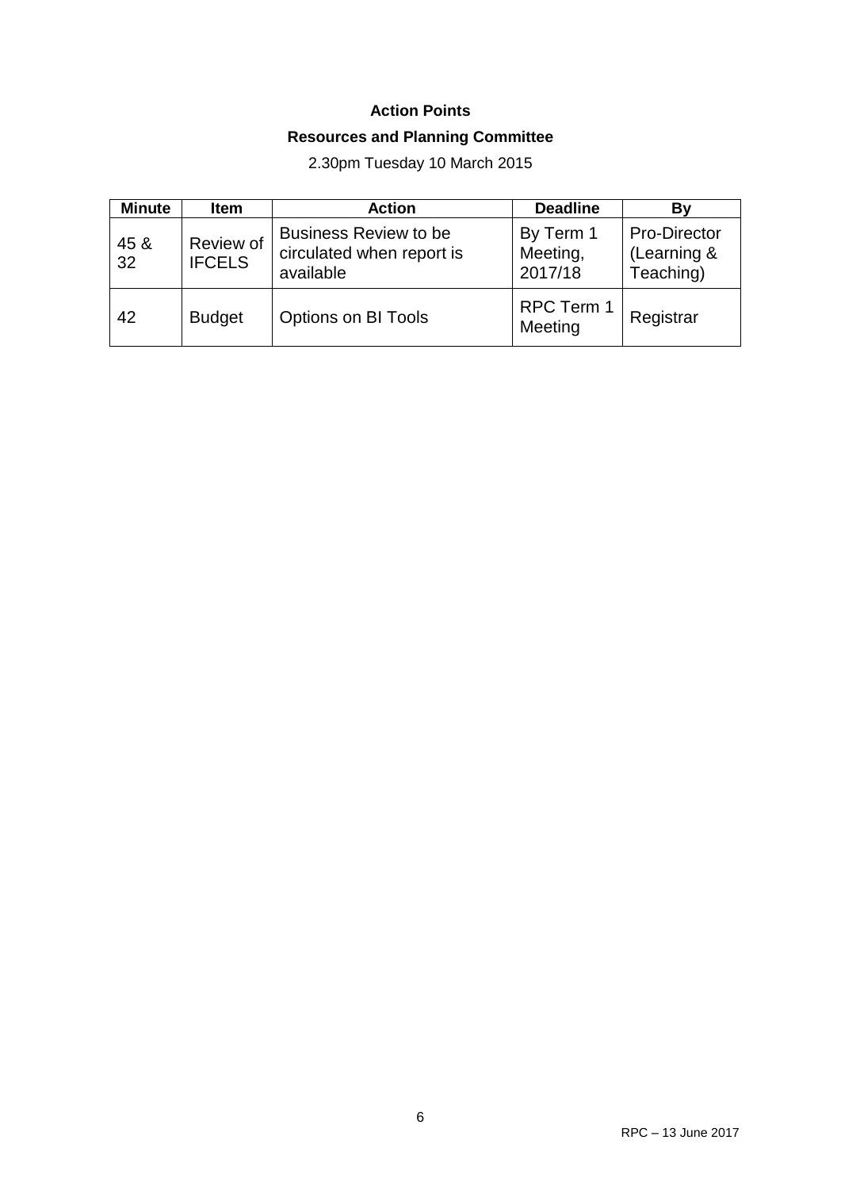**Action Points**

**Resources and Planning Committee**

2.30pm Tuesday 10 March 2015

| Minute | Item | Action | Deadline | By |
|---|---|---|---|---|
| 45 & 32 | Review of IFCELS | Business Review to be circulated when report is available | By Term 1 Meeting, 2017/18 | Pro-Director (Learning & Teaching) |
| 42 | Budget | Options on BI Tools | RPC Term 1 Meeting | Registrar |